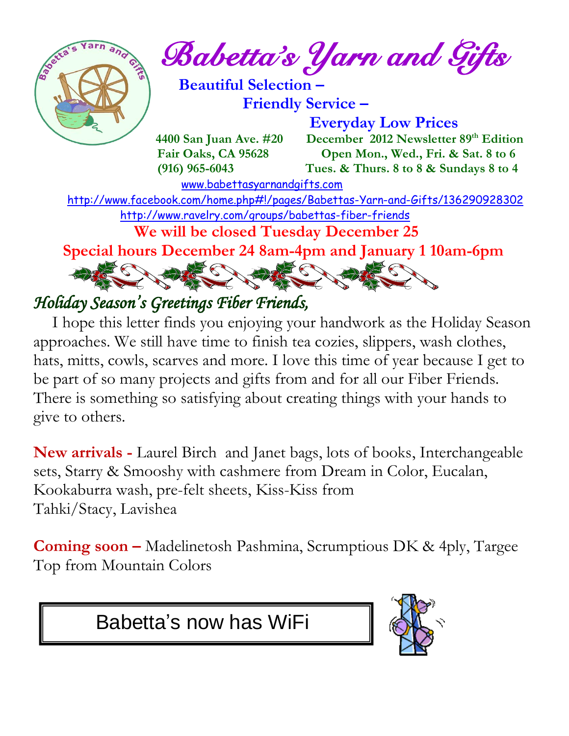# Babetta's Yarn and Gifts

**Beautiful Selection –**
**Friendly Service –**
**Everyday Low Prices**

**4400 San Juan Ave. #20**
**Fair Oaks, CA 95628**
**(916) 965-6043**

**December 2012 Newsletter 89th Edition**
**Open Mon., Wed., Fri. & Sat. 8 to 6**
**Tues. & Thurs. 8 to 8 & Sundays 8 to 4**

www.babettasyarnandgifts.com

http://www.facebook.com/home.php#!/pages/Babettas-Yarn-and-Gifts/136290928302

http://www.ravelry.com/groups/babettas-fiber-friends

**We will be closed Tuesday December 25**

**Special hours December 24 8am-4pm and January 1 10am-6pm**

## *Holiday Season's Greetings Fiber Friends,*

I hope this letter finds you enjoying your handwork as the Holiday Season approaches. We still have time to finish tea cozies, slippers, wash clothes, hats, mitts, cowls, scarves and more. I love this time of year because I get to be part of so many projects and gifts from and for all our Fiber Friends. There is something so satisfying about creating things with your hands to give to others.

**New arrivals -** Laurel Birch and Janet bags, lots of books, Interchangeable sets, Starry & Smooshy with cashmere from Dream in Color, Eucalan, Kookaburra wash, pre-felt sheets, Kiss-Kiss from Tahki/Stacy, Lavishea

**Coming soon –** Madelinetosh Pashmina, Scrumptious DK & 4ply, Targee Top from Mountain Colors

Babetta's now has WiFi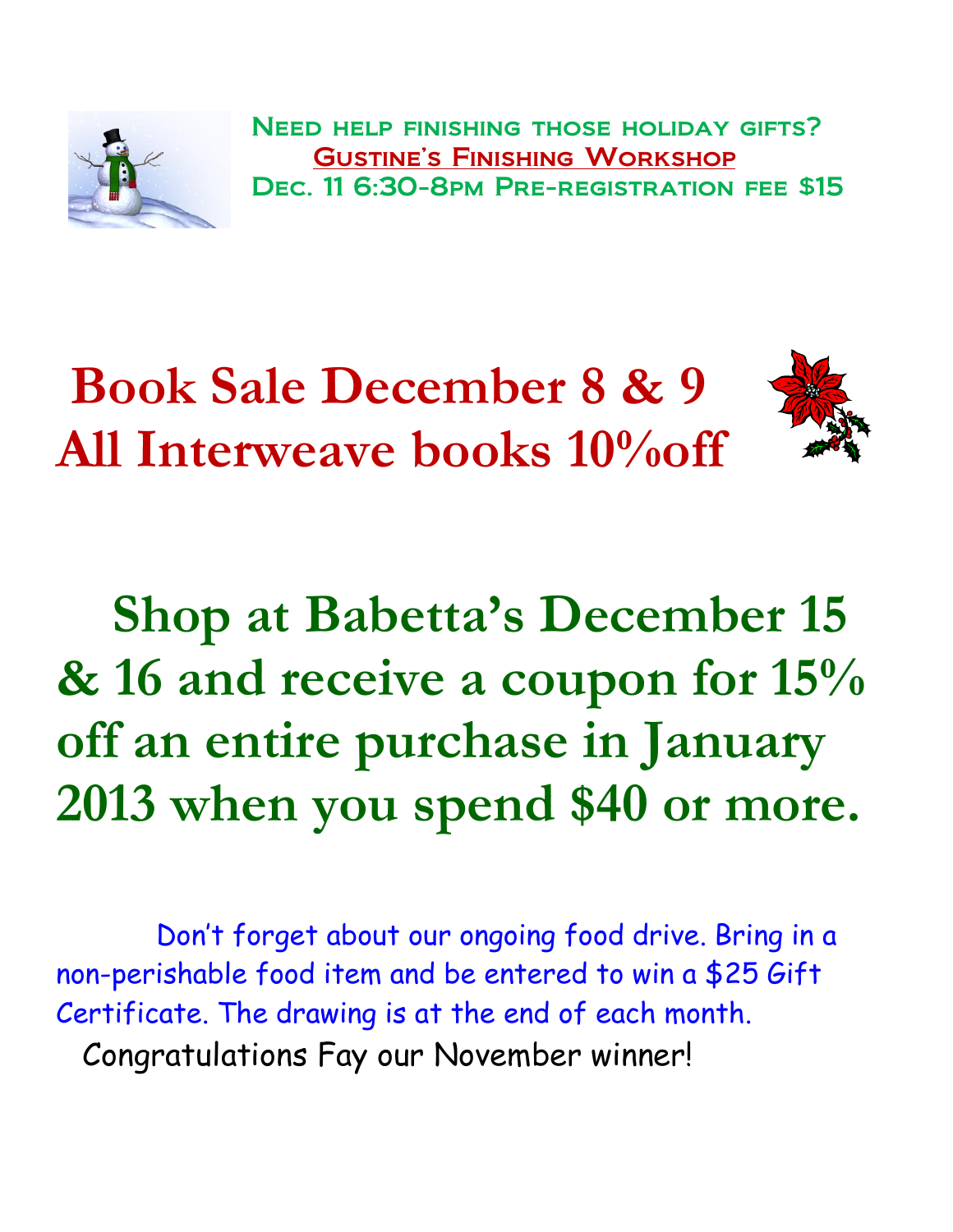**Need help finishing those holiday gifts?**

**Gustine's Finishing Workshop**

**Dec. 11 6:30-8pm Pre-registration fee $15**

# Book Sale December 8 & 9
# All Interweave books 10%off

# Shop at Babetta's December 15 & 16 and receive a coupon for 15% off an entire purchase in January 2013 when you spend $40 or more.

Don't forget about our ongoing food drive. Bring in a non-perishable food item and be entered to win a $25 Gift Certificate. The drawing is at the end of each month.

Congratulations Fay our November winner!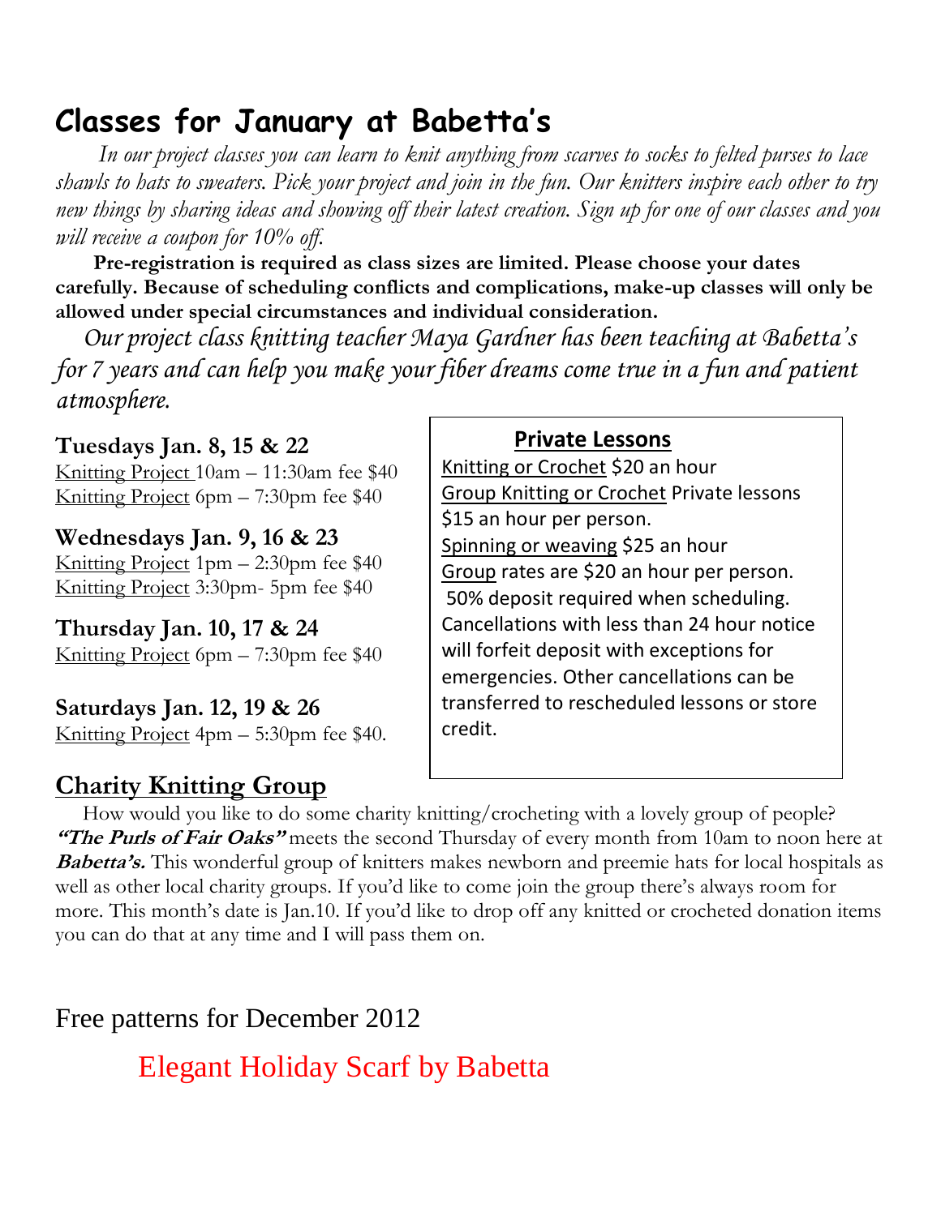# Classes for January at Babetta's

*In our project classes you can learn to knit anything from scarves to socks to felted purses to lace shawls to hats to sweaters. Pick your project and join in the fun. Our knitters inspire each other to try new things by sharing ideas and showing off their latest creation. Sign up for one of our classes and you will receive a coupon for 10% off.*

**Pre-registration is required as class sizes are limited. Please choose your dates carefully. Because of scheduling conflicts and complications, make-up classes will only be allowed under special circumstances and individual consideration.**

*Our project class knitting teacher Maya Gardner has been teaching at Babetta's for 7 years and can help you make your fiber dreams come true in a fun and patient atmosphere.*

**Tuesdays Jan. 8, 15 & 22**
Knitting Project 10am – 11:30am fee $40
Knitting Project 6pm – 7:30pm fee $40

**Wednesdays Jan. 9, 16 & 23**
Knitting Project 1pm – 2:30pm fee $40
Knitting Project 3:30pm- 5pm fee $40

**Thursday Jan. 10, 17 & 24**
Knitting Project 6pm – 7:30pm fee $40

**Saturdays Jan. 12, 19 & 26**
Knitting Project 4pm – 5:30pm fee $40.

## Private Lessons

Knitting or Crochet $20 an hour
Group Knitting or Crochet Private lessons $15 an hour per person.
Spinning or weaving $25 an hour
Group rates are $20 an hour per person.
50% deposit required when scheduling. Cancellations with less than 24 hour notice will forfeit deposit with exceptions for emergencies. Other cancellations can be transferred to rescheduled lessons or store credit.

## Charity Knitting Group

How would you like to do some charity knitting/crocheting with a lovely group of people? ***"The Purls of Fair Oaks"*** meets the second Thursday of every month from 10am to noon here at ***Babetta's.*** This wonderful group of knitters makes newborn and preemie hats for local hospitals as well as other local charity groups. If you'd like to come join the group there's always room for more. This month's date is Jan.10. If you'd like to drop off any knitted or crocheted donation items you can do that at any time and I will pass them on.

Free patterns for December 2012

Elegant Holiday Scarf by Babetta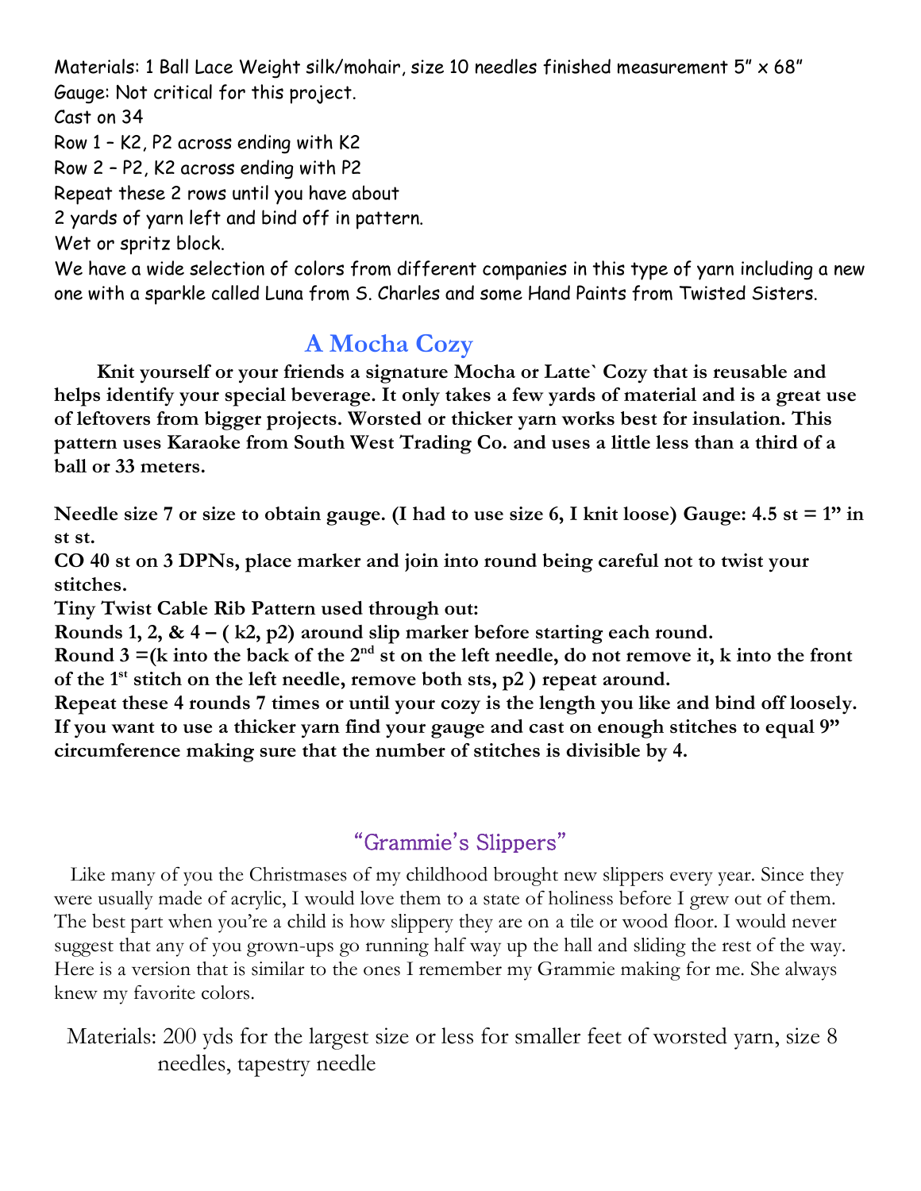Materials: 1 Ball Lace Weight silk/mohair, size 10 needles finished measurement 5" x 68"
Gauge: Not critical for this project.
Cast on 34
Row 1 – K2, P2 across ending with K2
Row 2 – P2, K2 across ending with P2
Repeat these 2 rows until you have about
2 yards of yarn left and bind off in pattern.
Wet or spritz block.
We have a wide selection of colors from different companies in this type of yarn including a new one with a sparkle called Luna from S. Charles and some Hand Paints from Twisted Sisters.

## A Mocha Cozy

**Knit yourself or your friends a signature Mocha or Latte` Cozy that is reusable and helps identify your special beverage. It only takes a few yards of material and is a great use of leftovers from bigger projects. Worsted or thicker yarn works best for insulation. This pattern uses Karaoke from South West Trading Co. and uses a little less than a third of a ball or 33 meters.**

**Needle size 7 or size to obtain gauge. (I had to use size 6, I knit loose) Gauge: 4.5 st = 1" in st st.**
**CO 40 st on 3 DPNs, place marker and join into round being careful not to twist your stitches.**
**Tiny Twist Cable Rib Pattern used through out:**
**Rounds 1, 2, & 4 – ( k2, p2) around slip marker before starting each round.**
**Round 3 =(k into the back of the 2nd st on the left needle, do not remove it, k into the front of the 1st stitch on the left needle, remove both sts, p2 ) repeat around.**
**Repeat these 4 rounds 7 times or until your cozy is the length you like and bind off loosely.**
**If you want to use a thicker yarn find your gauge and cast on enough stitches to equal 9" circumference making sure that the number of stitches is divisible by 4.**

## "Grammie's Slippers"

Like many of you the Christmases of my childhood brought new slippers every year. Since they were usually made of acrylic, I would love them to a state of holiness before I grew out of them. The best part when you're a child is how slippery they are on a tile or wood floor. I would never suggest that any of you grown-ups go running half way up the hall and sliding the rest of the way. Here is a version that is similar to the ones I remember my Grammie making for me. She always knew my favorite colors.

Materials: 200 yds for the largest size or less for smaller feet of worsted yarn, size 8 needles, tapestry needle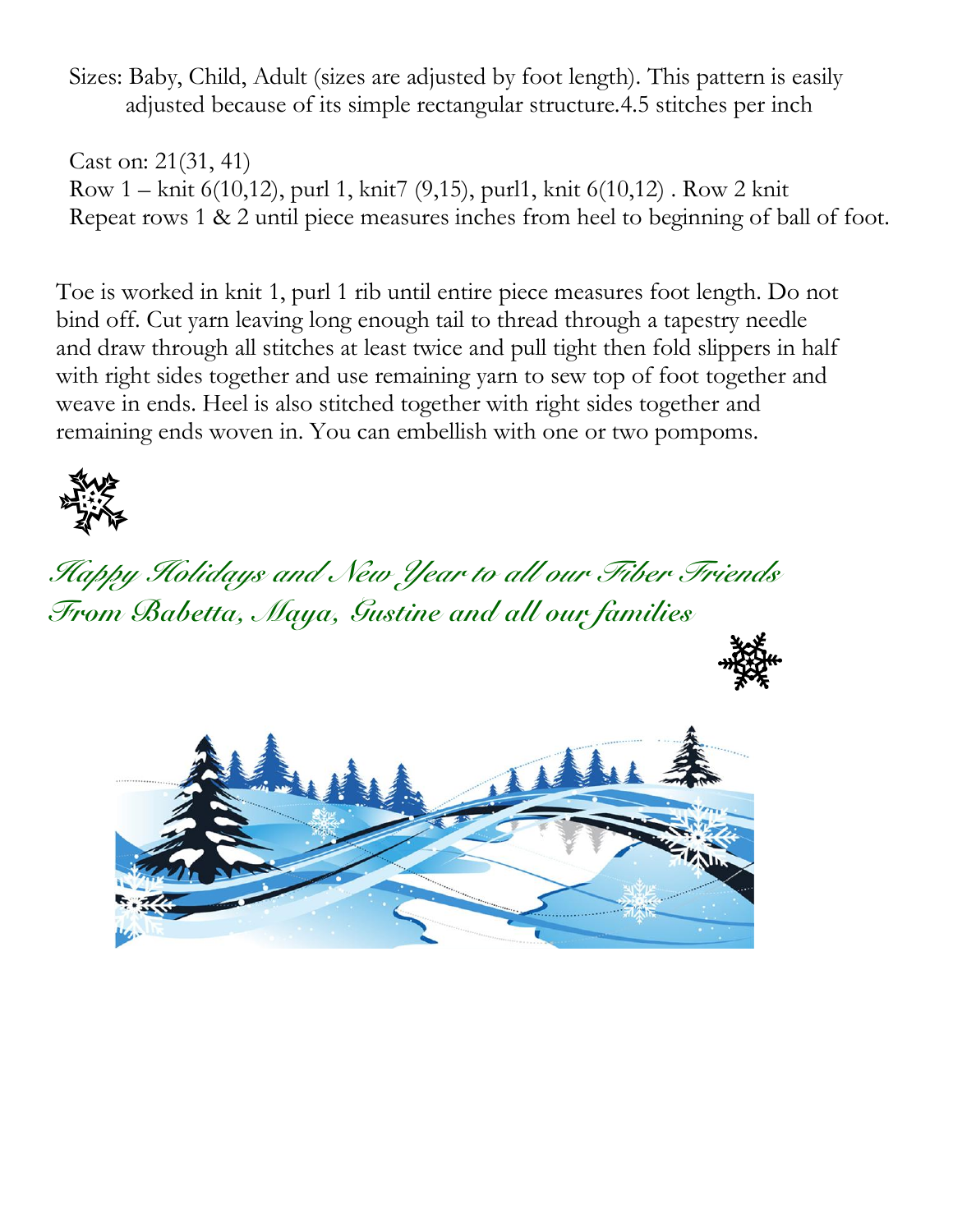Sizes: Baby, Child, Adult (sizes are adjusted by foot length). This pattern is easily adjusted because of its simple rectangular structure.4.5 stitches per inch

Cast on: 21(31, 41)
Row 1 – knit 6(10,12), purl 1, knit7 (9,15), purl1, knit 6(10,12) . Row 2 knit
Repeat rows 1 & 2 until piece measures inches from heel to beginning of ball of foot.

Toe is worked in knit 1, purl 1 rib until entire piece measures foot length. Do not bind off. Cut yarn leaving long enough tail to thread through a tapestry needle and draw through all stitches at least twice and pull tight then fold slippers in half with right sides together and use remaining yarn to sew top of foot together and weave in ends. Heel is also stitched together with right sides together and remaining ends woven in. You can embellish with one or two pompoms.

*Happy Holidays and New Year to all our Fiber Friends*
*From Babetta, Maya, Gustine and all our families*